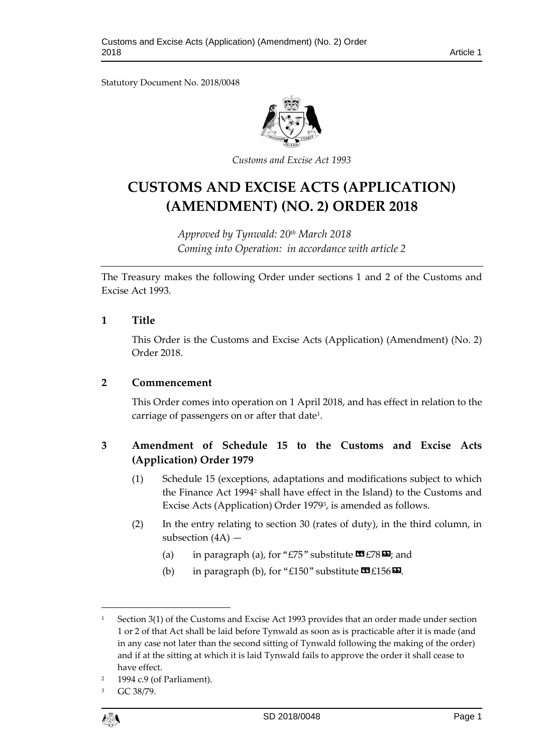Statutory Document No. 2018/0048

*Customs and Excise Act 1993*

# CUSTOMS AND EXCISE ACTS (APPLICATION) (AMENDMENT) (NO. 2) ORDER 2018

*Approved by Tynwald: 20th March 2018*
*Coming into Operation: in accordance with article 2*

The Treasury makes the following Order under sections 1 and 2 of the Customs and Excise Act 1993.

## 1 Title

This Order is the Customs and Excise Acts (Application) (Amendment) (No. 2) Order 2018.

## 2 Commencement

This Order comes into operation on 1 April 2018, and has effect in relation to the carriage of passengers on or after that date[1].

## 3 Amendment of Schedule 15 to the Customs and Excise Acts (Application) Order 1979

(1) Schedule 15 (exceptions, adaptations and modifications subject to which the Finance Act 1994[2] shall have effect in the Island) to the Customs and Excise Acts (Application) Order 1979[3], is amended as follows.

(2) In the entry relating to section 30 (rates of duty), in the third column, in subsection (4A) —

(a) in paragraph (a), for "£75" substitute «£78»; and

(b) in paragraph (b), for "£150" substitute «£156».

---

[1] Section 3(1) of the Customs and Excise Act 1993 provides that an order made under section 1 or 2 of that Act shall be laid before Tynwald as soon as is practicable after it is made (and in any case not later than the second sitting of Tynwald following the making of the order) and if at the sitting at which it is laid Tynwald fails to approve the order it shall cease to have effect.

[2] 1994 c.9 (of Parliament).

[3] GC 38/79.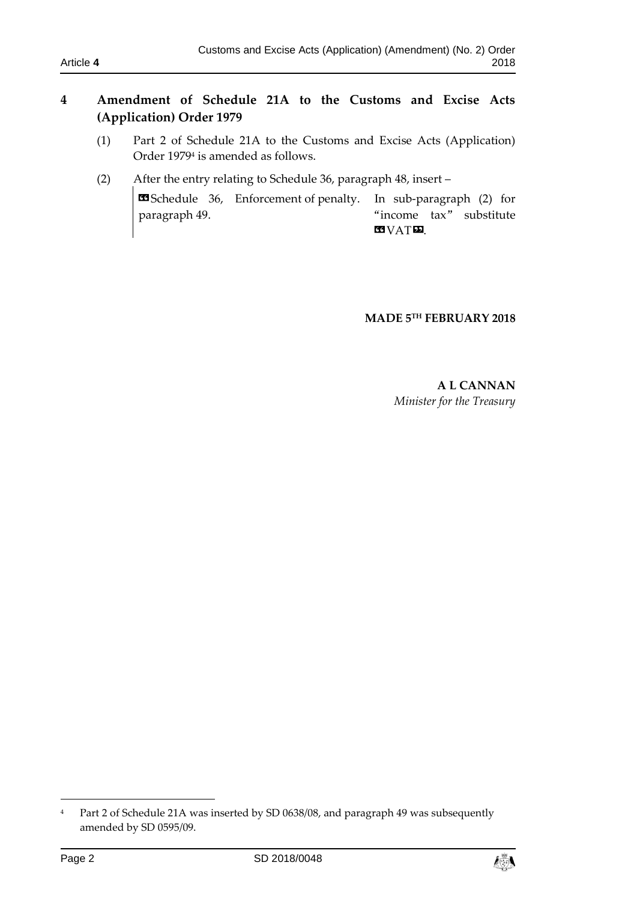## 4 Amendment of Schedule 21A to the Customs and Excise Acts (Application) Order 1979

(1) Part 2 of Schedule 21A to the Customs and Excise Acts (Application) Order 1979[4] is amended as follows.

(2) After the entry relating to Schedule 36, paragraph 48, insert –

| | | |
|---|---|---|
| «Schedule 36, paragraph 49. | Enforcement of penalty. | In sub-paragraph (2) for "income tax" substitute «VAT». |

**MADE 5TH FEBRUARY 2018**

**A L CANNAN**
*Minister for the Treasury*

---

[4] Part 2 of Schedule 21A was inserted by SD 0638/08, and paragraph 49 was subsequently amended by SD 0595/09.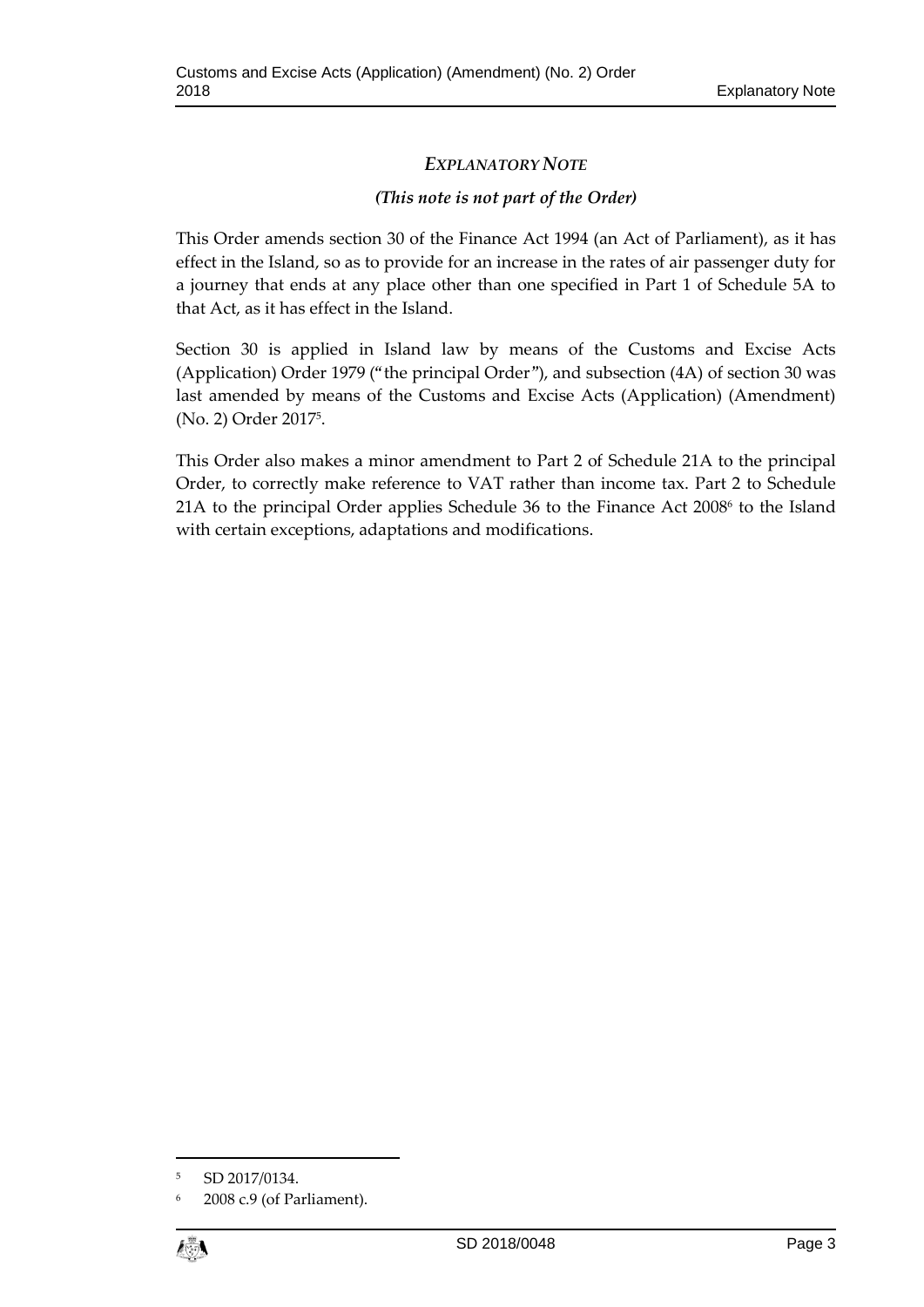## *EXPLANATORY NOTE*

***(This note is not part of the Order)***

This Order amends section 30 of the Finance Act 1994 (an Act of Parliament), as it has effect in the Island, so as to provide for an increase in the rates of air passenger duty for a journey that ends at any place other than one specified in Part 1 of Schedule 5A to that Act, as it has effect in the Island.

Section 30 is applied in Island law by means of the Customs and Excise Acts (Application) Order 1979 ("the principal Order"), and subsection (4A) of section 30 was last amended by means of the Customs and Excise Acts (Application) (Amendment) (No. 2) Order 2017[5].

This Order also makes a minor amendment to Part 2 of Schedule 21A to the principal Order, to correctly make reference to VAT rather than income tax. Part 2 to Schedule 21A to the principal Order applies Schedule 36 to the Finance Act 2008[6] to the Island with certain exceptions, adaptations and modifications.

---

[5] SD 2017/0134.

[6] 2008 c.9 (of Parliament).